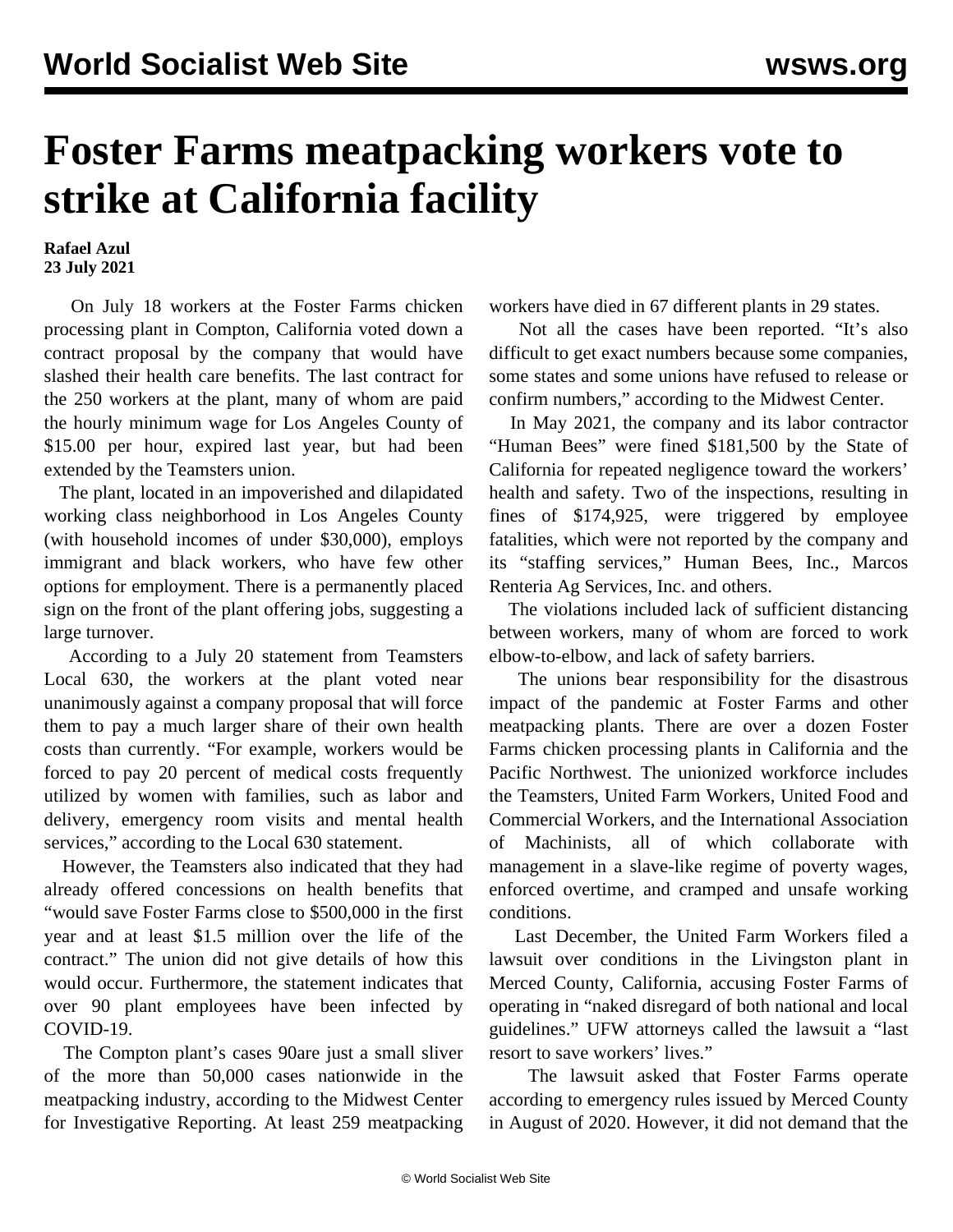# Foster Farms meatpacking workers vote to strike at California facility

**Rafael Azul**
**23 July 2021**

On July 18 workers at the Foster Farms chicken processing plant in Compton, California voted down a contract proposal by the company that would have slashed their health care benefits. The last contract for the 250 workers at the plant, many of whom are paid the hourly minimum wage for Los Angeles County of $15.00 per hour, expired last year, but had been extended by the Teamsters union.

The plant, located in an impoverished and dilapidated working class neighborhood in Los Angeles County (with household incomes of under $30,000), employs immigrant and black workers, who have few other options for employment. There is a permanently placed sign on the front of the plant offering jobs, suggesting a large turnover.

According to a July 20 statement from Teamsters Local 630, the workers at the plant voted near unanimously against a company proposal that will force them to pay a much larger share of their own health costs than currently. "For example, workers would be forced to pay 20 percent of medical costs frequently utilized by women with families, such as labor and delivery, emergency room visits and mental health services," according to the Local 630 statement.

However, the Teamsters also indicated that they had already offered concessions on health benefits that "would save Foster Farms close to $500,000 in the first year and at least $1.5 million over the life of the contract." The union did not give details of how this would occur. Furthermore, the statement indicates that over 90 plant employees have been infected by COVID-19.

The Compton plant's cases 90are just a small sliver of the more than 50,000 cases nationwide in the meatpacking industry, according to the Midwest Center for Investigative Reporting. At least 259 meatpacking workers have died in 67 different plants in 29 states.

Not all the cases have been reported. "It's also difficult to get exact numbers because some companies, some states and some unions have refused to release or confirm numbers," according to the Midwest Center.

In May 2021, the company and its labor contractor "Human Bees" were fined $181,500 by the State of California for repeated negligence toward the workers' health and safety. Two of the inspections, resulting in fines of $174,925, were triggered by employee fatalities, which were not reported by the company and its "staffing services," Human Bees, Inc., Marcos Renteria Ag Services, Inc. and others.

The violations included lack of sufficient distancing between workers, many of whom are forced to work elbow-to-elbow, and lack of safety barriers.

The unions bear responsibility for the disastrous impact of the pandemic at Foster Farms and other meatpacking plants. There are over a dozen Foster Farms chicken processing plants in California and the Pacific Northwest. The unionized workforce includes the Teamsters, United Farm Workers, United Food and Commercial Workers, and the International Association of Machinists, all of which collaborate with management in a slave-like regime of poverty wages, enforced overtime, and cramped and unsafe working conditions.

Last December, the United Farm Workers filed a lawsuit over conditions in the Livingston plant in Merced County, California, accusing Foster Farms of operating in "naked disregard of both national and local guidelines." UFW attorneys called the lawsuit a "last resort to save workers' lives."

The lawsuit asked that Foster Farms operate according to emergency rules issued by Merced County in August of 2020. However, it did not demand that the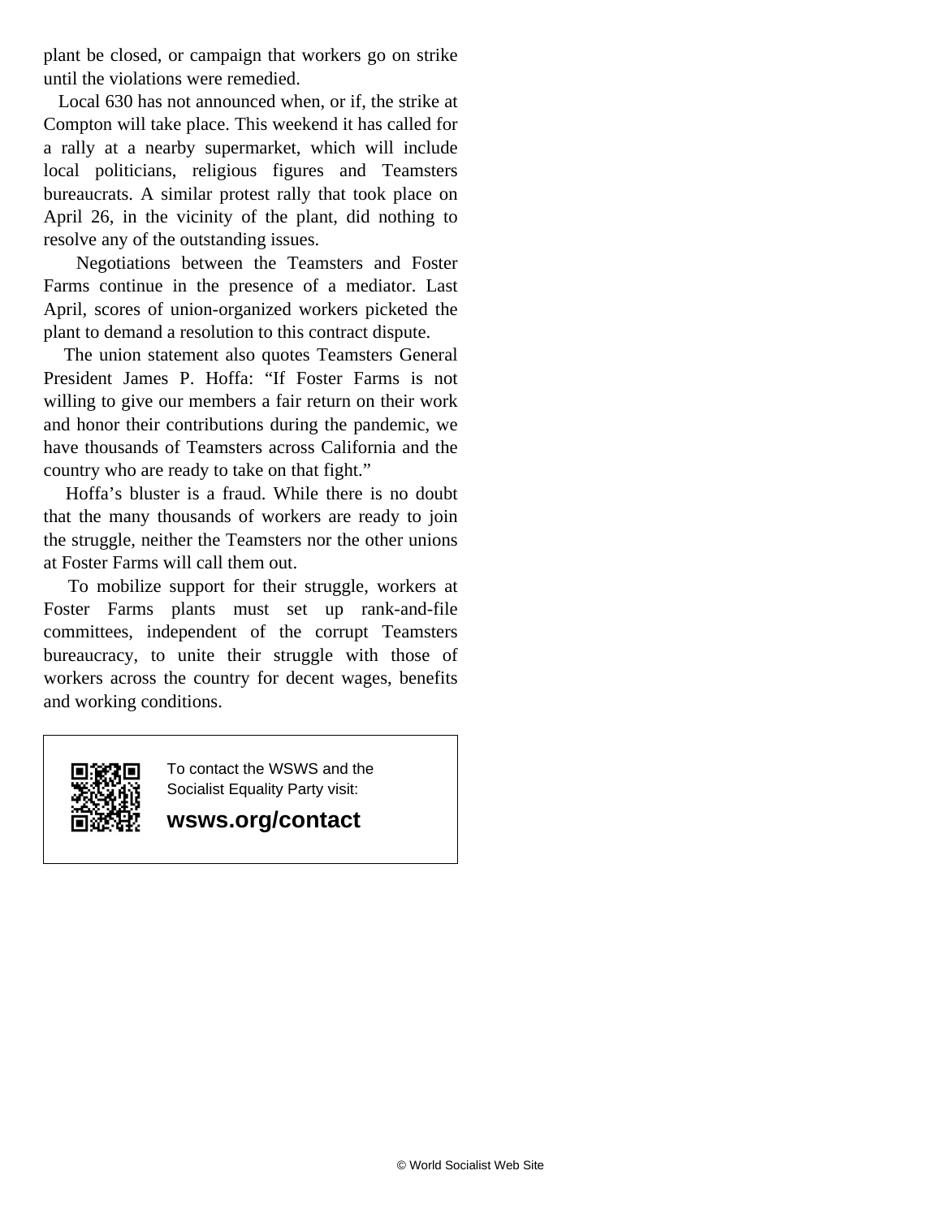plant be closed, or campaign that workers go on strike until the violations were remedied.

Local 630 has not announced when, or if, the strike at Compton will take place. This weekend it has called for a rally at a nearby supermarket, which will include local politicians, religious figures and Teamsters bureaucrats. A similar protest rally that took place on April 26, in the vicinity of the plant, did nothing to resolve any of the outstanding issues.

Negotiations between the Teamsters and Foster Farms continue in the presence of a mediator. Last April, scores of union-organized workers picketed the plant to demand a resolution to this contract dispute.

The union statement also quotes Teamsters General President James P. Hoffa: "If Foster Farms is not willing to give our members a fair return on their work and honor their contributions during the pandemic, we have thousands of Teamsters across California and the country who are ready to take on that fight."

Hoffa's bluster is a fraud. While there is no doubt that the many thousands of workers are ready to join the struggle, neither the Teamsters nor the other unions at Foster Farms will call them out.

To mobilize support for their struggle, workers at Foster Farms plants must set up rank-and-file committees, independent of the corrupt Teamsters bureaucracy, to unite their struggle with those of workers across the country for decent wages, benefits and working conditions.

To contact the WSWS and the Socialist Equality Party visit:

**wsws.org/contact**